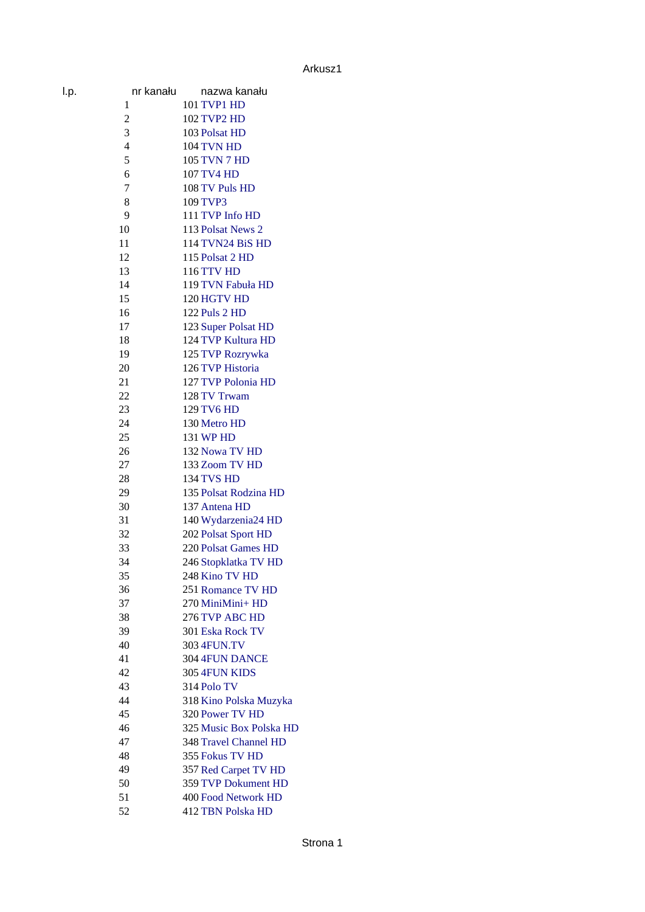Arkusz1

| l.p. | nr kanału | nazwa kanału |
|---|---|---|
| 1 | 101 | TVP1 HD |
| 2 | 102 | TVP2 HD |
| 3 | 103 | Polsat HD |
| 4 | 104 | TVN HD |
| 5 | 105 | TVN 7 HD |
| 6 | 107 | TV4 HD |
| 7 | 108 | TV Puls HD |
| 8 | 109 | TVP3 |
| 9 | 111 | TVP Info HD |
| 10 | 113 | Polsat News 2 |
| 11 | 114 | TVN24 BiS HD |
| 12 | 115 | Polsat 2 HD |
| 13 | 116 | TTV HD |
| 14 | 119 | TVN Fabuła HD |
| 15 | 120 | HGTV HD |
| 16 | 122 | Puls 2 HD |
| 17 | 123 | Super Polsat HD |
| 18 | 124 | TVP Kultura HD |
| 19 | 125 | TVP Rozrywka |
| 20 | 126 | TVP Historia |
| 21 | 127 | TVP Polonia HD |
| 22 | 128 | TV Trwam |
| 23 | 129 | TV6 HD |
| 24 | 130 | Metro HD |
| 25 | 131 | WP HD |
| 26 | 132 | Nowa TV HD |
| 27 | 133 | Zoom TV HD |
| 28 | 134 | TVS HD |
| 29 | 135 | Polsat Rodzina HD |
| 30 | 137 | Antena HD |
| 31 | 140 | Wydarzenia24 HD |
| 32 | 202 | Polsat Sport HD |
| 33 | 220 | Polsat Games HD |
| 34 | 246 | Stopklatka TV HD |
| 35 | 248 | Kino TV HD |
| 36 | 251 | Romance TV HD |
| 37 | 270 | MiniMini+ HD |
| 38 | 276 | TVP ABC HD |
| 39 | 301 | Eska Rock TV |
| 40 | 303 | 4FUN.TV |
| 41 | 304 | 4FUN DANCE |
| 42 | 305 | 4FUN KIDS |
| 43 | 314 | Polo TV |
| 44 | 318 | Kino Polska Muzyka |
| 45 | 320 | Power TV HD |
| 46 | 325 | Music Box Polska HD |
| 47 | 348 | Travel Channel HD |
| 48 | 355 | Fokus TV HD |
| 49 | 357 | Red Carpet TV HD |
| 50 | 359 | TVP Dokument HD |
| 51 | 400 | Food Network HD |
| 52 | 412 | TBN Polska HD |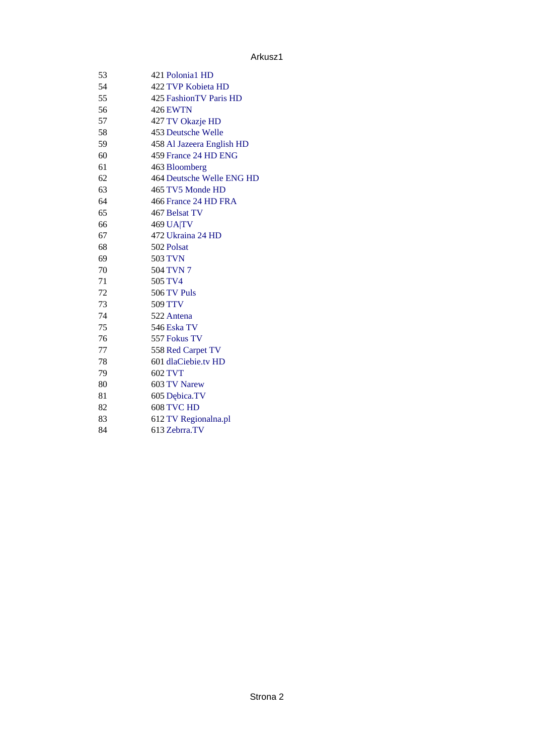| | | |
|---|---|---|
| 53 | 421 | Polonia1 HD |
| 54 | 422 | TVP Kobieta HD |
| 55 | 425 | FashionTV Paris HD |
| 56 | 426 | EWTN |
| 57 | 427 | TV Okazje HD |
| 58 | 453 | Deutsche Welle |
| 59 | 458 | Al Jazeera English HD |
| 60 | 459 | France 24 HD ENG |
| 61 | 463 | Bloomberg |
| 62 | 464 | Deutsche Welle ENG HD |
| 63 | 465 | TV5 Monde HD |
| 64 | 466 | France 24 HD FRA |
| 65 | 467 | Belsat TV |
| 66 | 469 | UA\|TV |
| 67 | 472 | Ukraina 24 HD |
| 68 | 502 | Polsat |
| 69 | 503 | TVN |
| 70 | 504 | TVN 7 |
| 71 | 505 | TV4 |
| 72 | 506 | TV Puls |
| 73 | 509 | TTV |
| 74 | 522 | Antena |
| 75 | 546 | Eska TV |
| 76 | 557 | Fokus TV |
| 77 | 558 | Red Carpet TV |
| 78 | 601 | dlaCiebie.tv HD |
| 79 | 602 | TVT |
| 80 | 603 | TV Narew |
| 81 | 605 | Dębica.TV |
| 82 | 608 | TVC HD |
| 83 | 612 | TV Regionalna.pl |
| 84 | 613 | Zebrra.TV |